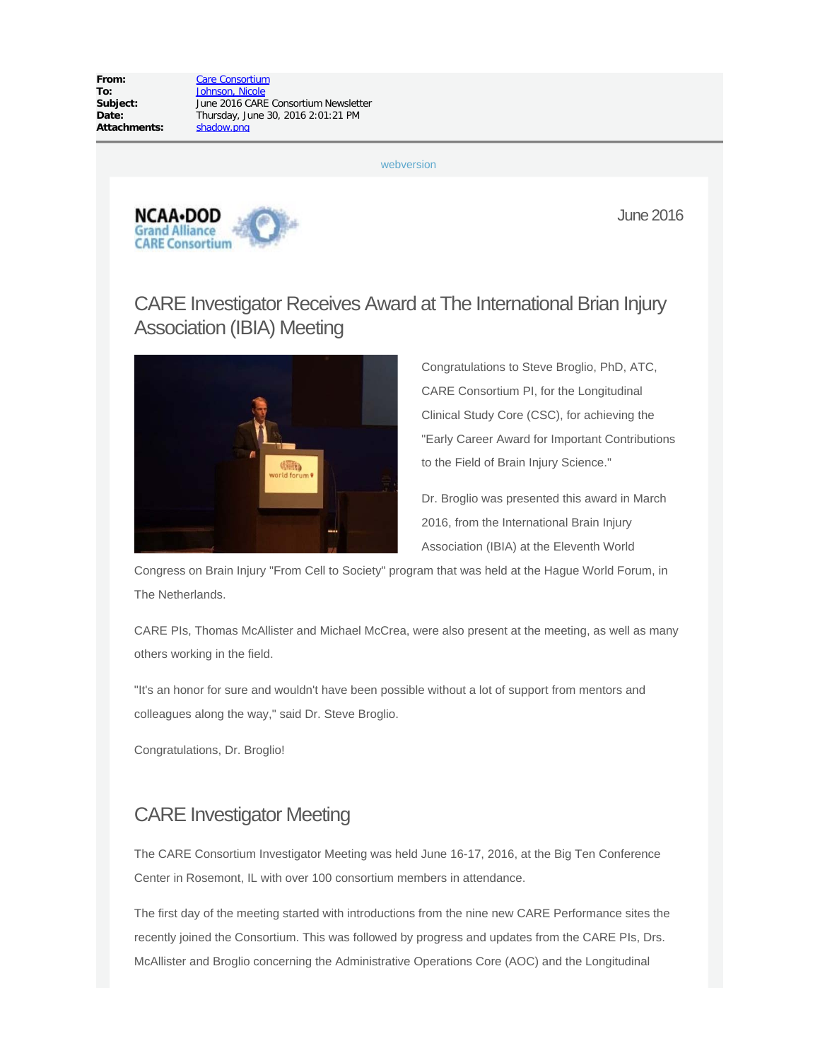| | |
|---|---|
| **From:** | Care Consortium |
| **To:** | Johnson, Nicole |
| **Subject:** | June 2016 CARE Consortium Newsletter |
| **Date:** | Thursday, June 30, 2016 2:01:21 PM |
| **Attachments:** | shadow.png |

webversion

NCAA•DOD Grand Alliance CARE Consortium

June 2016

## CARE Investigator Receives Award at The International Brian Injury Association (IBIA) Meeting

Congratulations to Steve Broglio, PhD, ATC, CARE Consortium PI, for the Longitudinal Clinical Study Core (CSC), for achieving the "Early Career Award for Important Contributions to the Field of Brain Injury Science."

Dr. Broglio was presented this award in March 2016, from the International Brain Injury Association (IBIA) at the Eleventh World Congress on Brain Injury "From Cell to Society" program that was held at the Hague World Forum, in The Netherlands.

CARE PIs, Thomas McAllister and Michael McCrea, were also present at the meeting, as well as many others working in the field.

"It's an honor for sure and wouldn't have been possible without a lot of support from mentors and colleagues along the way," said Dr. Steve Broglio.

Congratulations, Dr. Broglio!

## CARE Investigator Meeting

The CARE Consortium Investigator Meeting was held June 16-17, 2016, at the Big Ten Conference Center in Rosemont, IL with over 100 consortium members in attendance.

The first day of the meeting started with introductions from the nine new CARE Performance sites the recently joined the Consortium. This was followed by progress and updates from the CARE PIs, Drs. McAllister and Broglio concerning the Administrative Operations Core (AOC) and the Longitudinal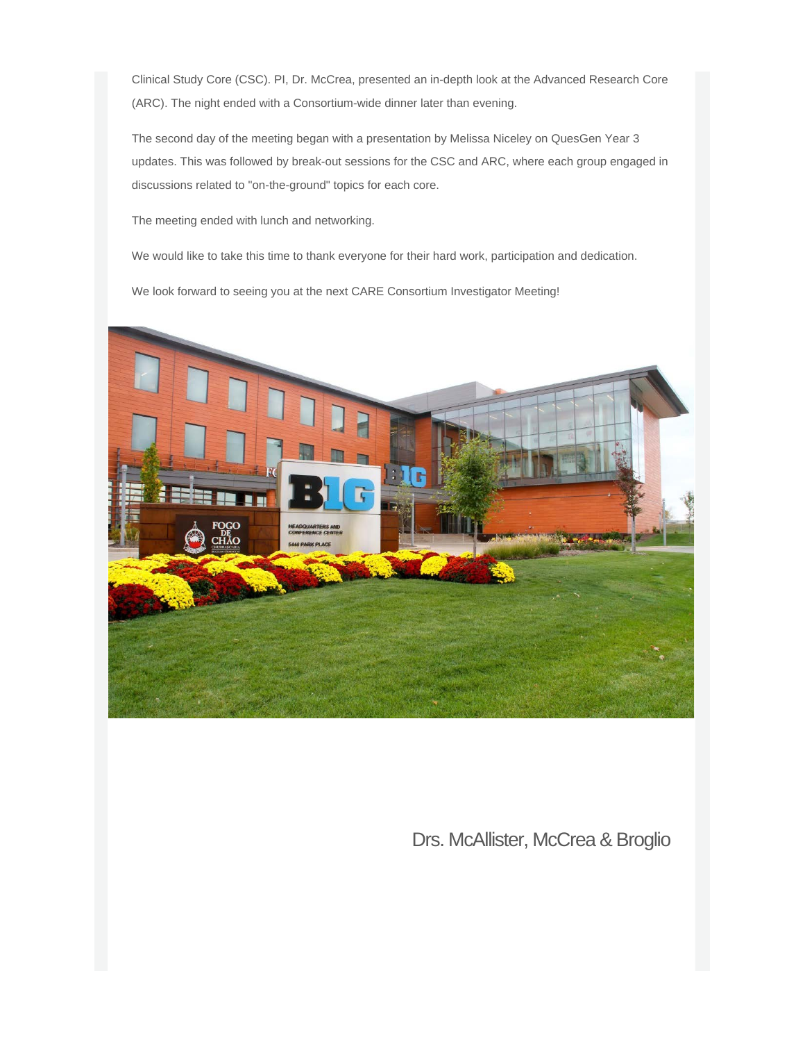Clinical Study Core (CSC). PI, Dr. McCrea, presented an in-depth look at the Advanced Research Core (ARC). The night ended with a Consortium-wide dinner later than evening.

The second day of the meeting began with a presentation by Melissa Niceley on QuesGen Year 3 updates. This was followed by break-out sessions for the CSC and ARC, where each group engaged in discussions related to "on-the-ground" topics for each core.

The meeting ended with lunch and networking.

We would like to take this time to thank everyone for their hard work, participation and dedication.

We look forward to seeing you at the next CARE Consortium Investigator Meeting!

Drs. McAllister, McCrea & Broglio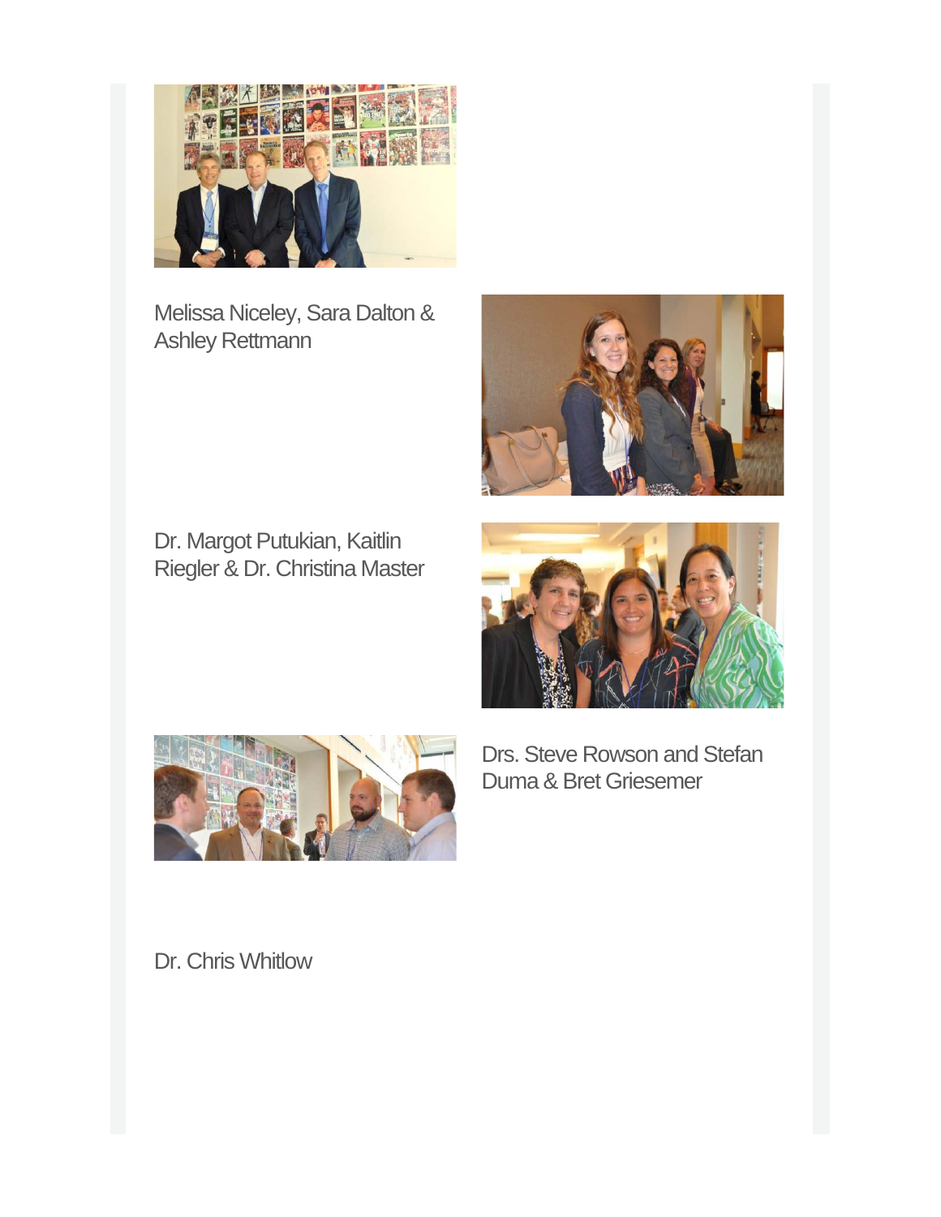Melissa Niceley, Sara Dalton & Ashley Rettmann

Dr. Margot Putukian, Kaitlin Riegler & Dr. Christina Master

Drs. Steve Rowson and Stefan Duma & Bret Griesemer

Dr. Chris Whitlow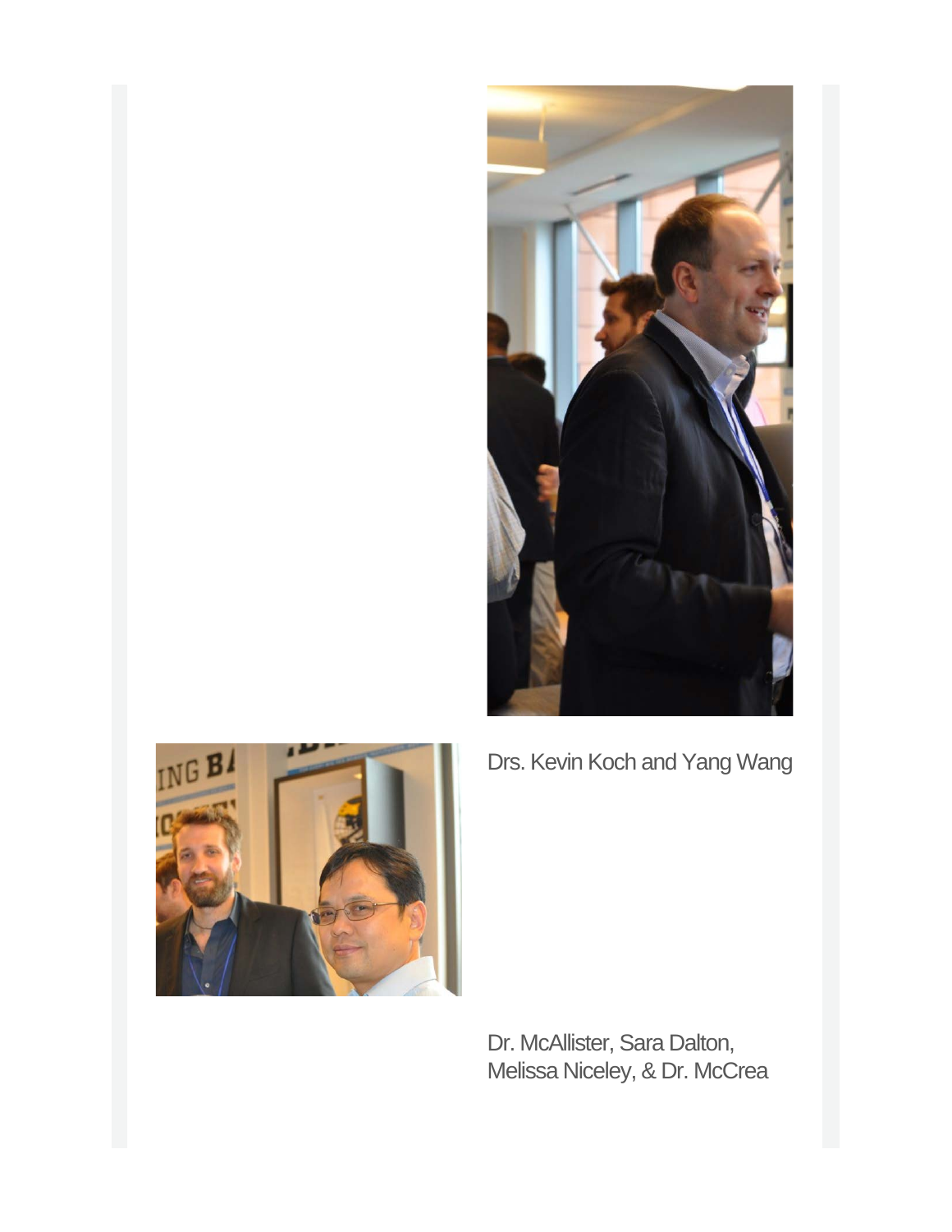Drs. Kevin Koch and Yang Wang

Dr. McAllister, Sara Dalton, Melissa Niceley, & Dr. McCrea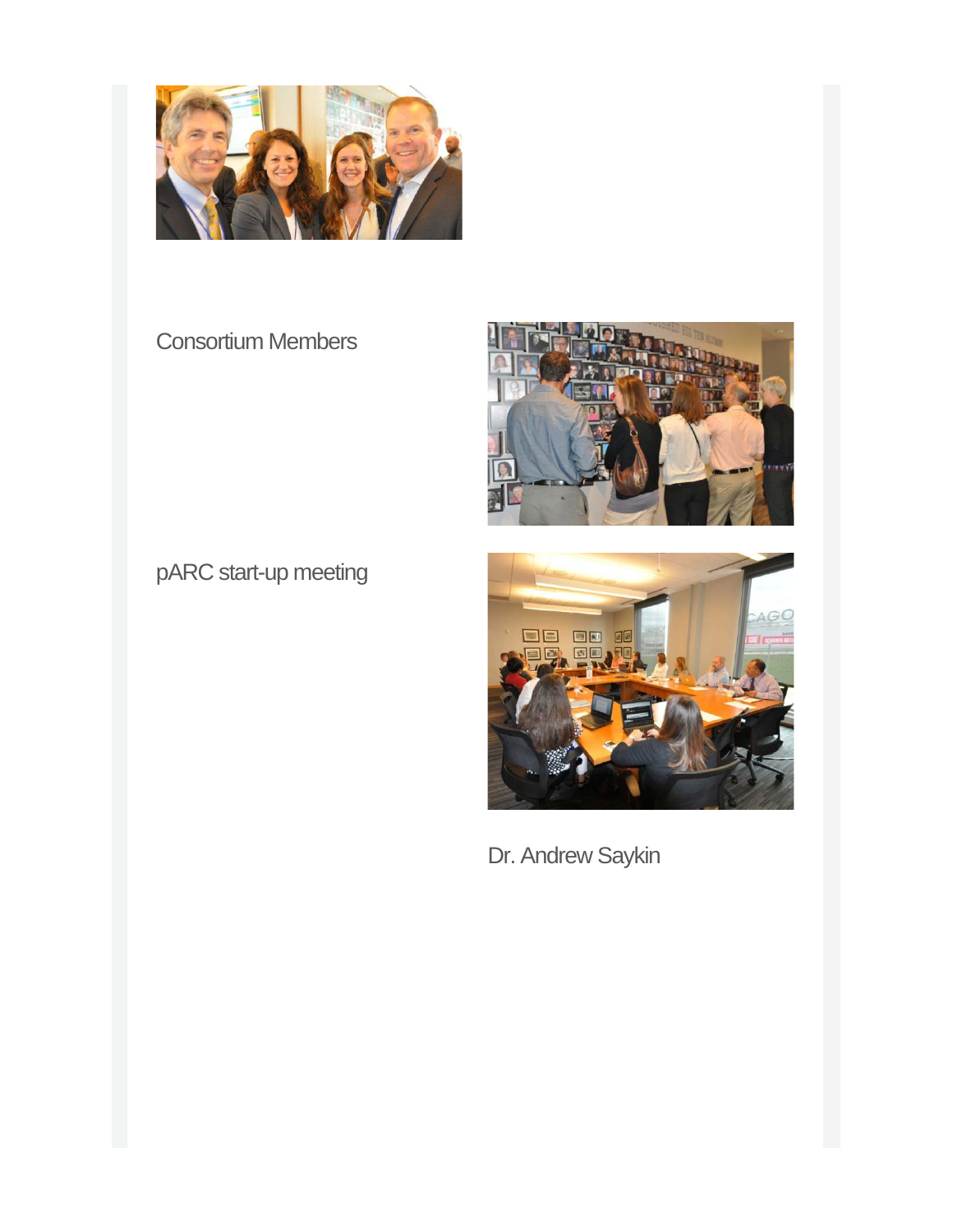Consortium Members

pARC start-up meeting

Dr. Andrew Saykin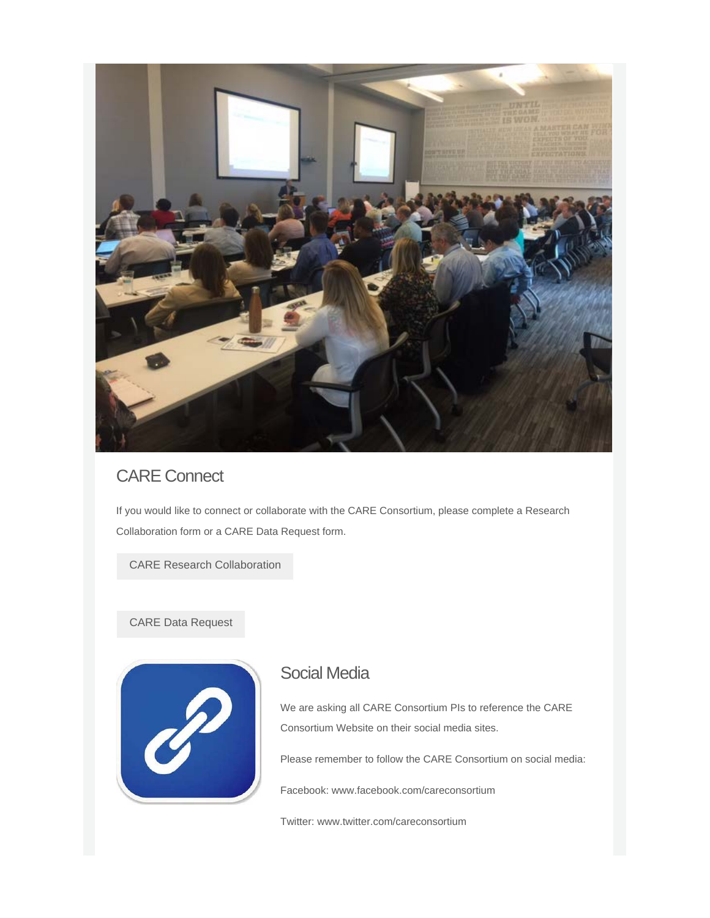## CARE Connect

If you would like to connect or collaborate with the CARE Consortium, please complete a Research Collaboration form or a CARE Data Request form.

CARE Research Collaboration

CARE Data Request

## Social Media

We are asking all CARE Consortium PIs to reference the CARE Consortium Website on their social media sites.

Please remember to follow the CARE Consortium on social media:

Facebook: www.facebook.com/careconsortium

Twitter: www.twitter.com/careconsortium